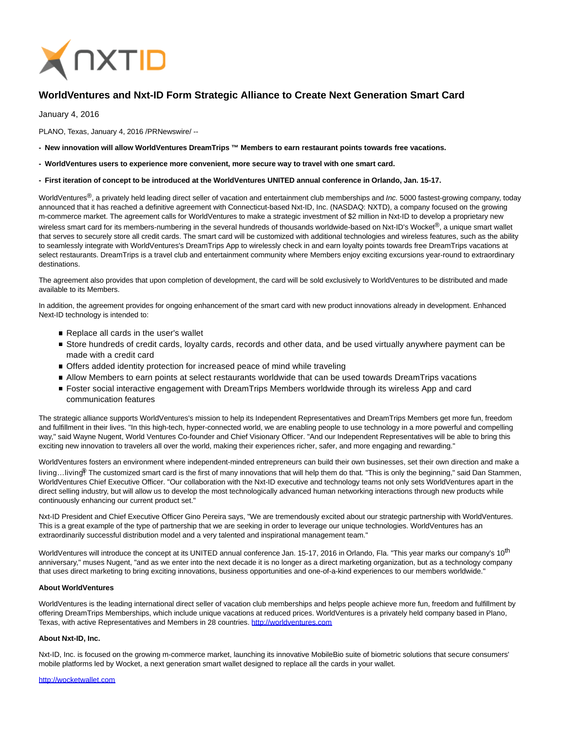# WorldVentures and Nxt-ID Form Strategic Alliance to Create Next Generation Smart Card

January 4, 2016

PLANO, Texas, January 4, 2016 /PRNewswire/ --

**- New innovation will allow WorldVentures DreamTrips ™ Members to earn restaurant points towards free vacations.**

**- WorldVentures users to experience more convenient, more secure way to travel with one smart card.**

**- First iteration of concept to be introduced at the WorldVentures UNITED annual conference in Orlando, Jan. 15-17.**

WorldVentures®, a privately held leading direct seller of vacation and entertainment club memberships and *Inc.* 5000 fastest-growing company, today announced that it has reached a definitive agreement with Connecticut-based Nxt-ID, Inc. (NASDAQ: NXTD), a company focused on the growing m-commerce market. The agreement calls for WorldVentures to make a strategic investment of $2 million in Nxt-ID to develop a proprietary new wireless smart card for its members-numbering in the several hundreds of thousands worldwide-based on Nxt-ID's Wocket®, a unique smart wallet that serves to securely store all credit cards. The smart card will be customized with additional technologies and wireless features, such as the ability to seamlessly integrate with WorldVentures's DreamTrips App to wirelessly check in and earn loyalty points towards free DreamTrips vacations at select restaurants. DreamTrips is a travel club and entertainment community where Members enjoy exciting excursions year-round to extraordinary destinations.

The agreement also provides that upon completion of development, the card will be sold exclusively to WorldVentures to be distributed and made available to its Members.

In addition, the agreement provides for ongoing enhancement of the smart card with new product innovations already in development. Enhanced Next-ID technology is intended to:

- Replace all cards in the user's wallet
- Store hundreds of credit cards, loyalty cards, records and other data, and be used virtually anywhere payment can be made with a credit card
- Offers added identity protection for increased peace of mind while traveling
- Allow Members to earn points at select restaurants worldwide that can be used towards DreamTrips vacations
- Foster social interactive engagement with DreamTrips Members worldwide through its wireless App and card communication features

The strategic alliance supports WorldVentures's mission to help its Independent Representatives and DreamTrips Members get more fun, freedom and fulfillment in their lives. "In this high-tech, hyper-connected world, we are enabling people to use technology in a more powerful and compelling way," said Wayne Nugent, World Ventures Co-founder and Chief Visionary Officer. "And our Independent Representatives will be able to bring this exciting new innovation to travelers all over the world, making their experiences richer, safer, and more engaging and rewarding."

WorldVentures fosters an environment where independent-minded entrepreneurs can build their own businesses, set their own direction and make a living…living®. The customized smart card is the first of many innovations that will help them do that. "This is only the beginning," said Dan Stammen, WorldVentures Chief Executive Officer. "Our collaboration with the Nxt-ID executive and technology teams not only sets WorldVentures apart in the direct selling industry, but will allow us to develop the most technologically advanced human networking interactions through new products while continuously enhancing our current product set."

Nxt-ID President and Chief Executive Officer Gino Pereira says, "We are tremendously excited about our strategic partnership with WorldVentures. This is a great example of the type of partnership that we are seeking in order to leverage our unique technologies. WorldVentures has an extraordinarily successful distribution model and a very talented and inspirational management team."

WorldVentures will introduce the concept at its UNITED annual conference Jan. 15-17, 2016 in Orlando, Fla. "This year marks our company's 10th anniversary," muses Nugent, "and as we enter into the next decade it is no longer as a direct marketing organization, but as a technology company that uses direct marketing to bring exciting innovations, business opportunities and one-of-a-kind experiences to our members worldwide."

**About WorldVentures**

WorldVentures is the leading international direct seller of vacation club memberships and helps people achieve more fun, freedom and fulfillment by offering DreamTrips Memberships, which include unique vacations at reduced prices. WorldVentures is a privately held company based in Plano, Texas, with active Representatives and Members in 28 countries. http://worldventures.com

**About Nxt-ID, Inc.**

Nxt-ID, Inc. is focused on the growing m-commerce market, launching its innovative MobileBio suite of biometric solutions that secure consumers' mobile platforms led by Wocket, a next generation smart wallet designed to replace all the cards in your wallet.

http://wocketwallet.com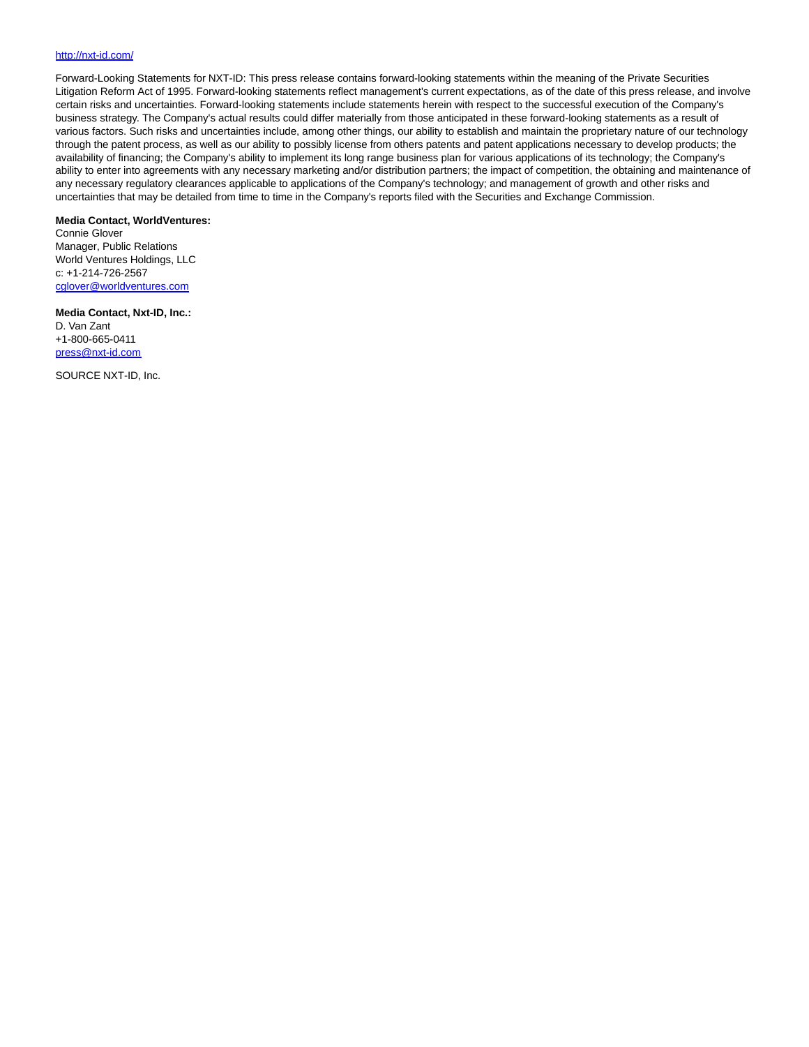http://nxt-id.com/

Forward-Looking Statements for NXT-ID: This press release contains forward-looking statements within the meaning of the Private Securities Litigation Reform Act of 1995. Forward-looking statements reflect management's current expectations, as of the date of this press release, and involve certain risks and uncertainties. Forward-looking statements include statements herein with respect to the successful execution of the Company's business strategy. The Company's actual results could differ materially from those anticipated in these forward-looking statements as a result of various factors. Such risks and uncertainties include, among other things, our ability to establish and maintain the proprietary nature of our technology through the patent process, as well as our ability to possibly license from others patents and patent applications necessary to develop products; the availability of financing; the Company's ability to implement its long range business plan for various applications of its technology; the Company's ability to enter into agreements with any necessary marketing and/or distribution partners; the impact of competition, the obtaining and maintenance of any necessary regulatory clearances applicable to applications of the Company's technology; and management of growth and other risks and uncertainties that may be detailed from time to time in the Company's reports filed with the Securities and Exchange Commission.

**Media Contact, WorldVentures:**
Connie Glover
Manager, Public Relations
World Ventures Holdings, LLC
c: +1-214-726-2567
cglover@worldventures.com

**Media Contact, Nxt-ID, Inc.:**
D. Van Zant
+1-800-665-0411
press@nxt-id.com

SOURCE NXT-ID, Inc.